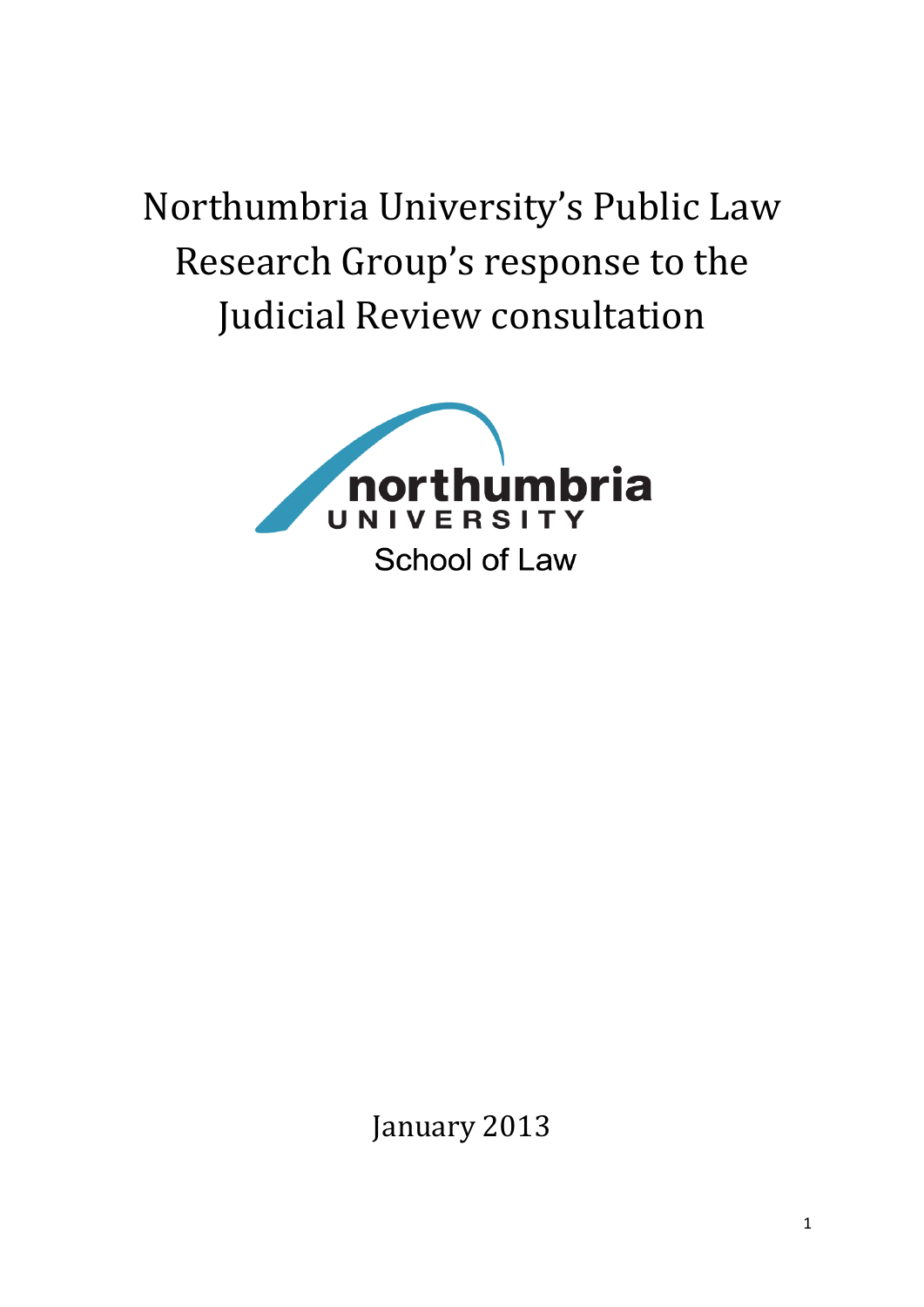# Northumbria University's Public Law Research Group's response to the Judicial Review consultation

northumbria
UNIVERSITY
School of Law

January 2013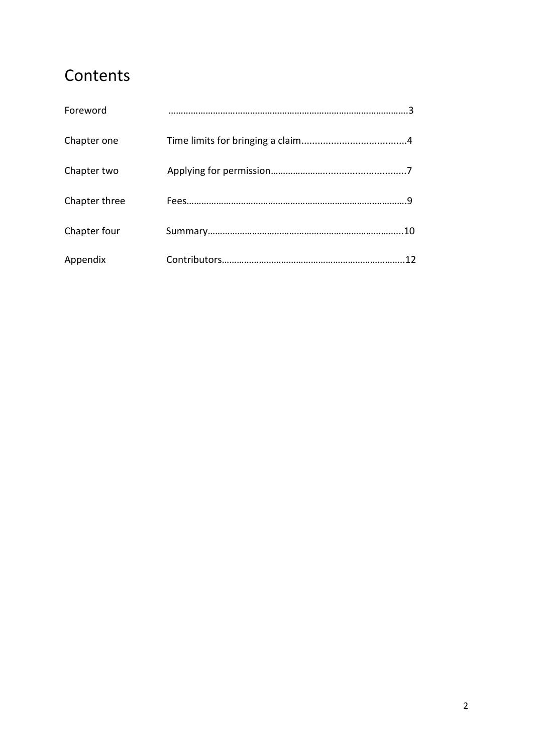# Contents

| | | |
|---|---|---|
| Foreword | | 3 |
| Chapter one | Time limits for bringing a claim | 4 |
| Chapter two | Applying for permission | 7 |
| Chapter three | Fees | 9 |
| Chapter four | Summary | 10 |
| Appendix | Contributors | 12 |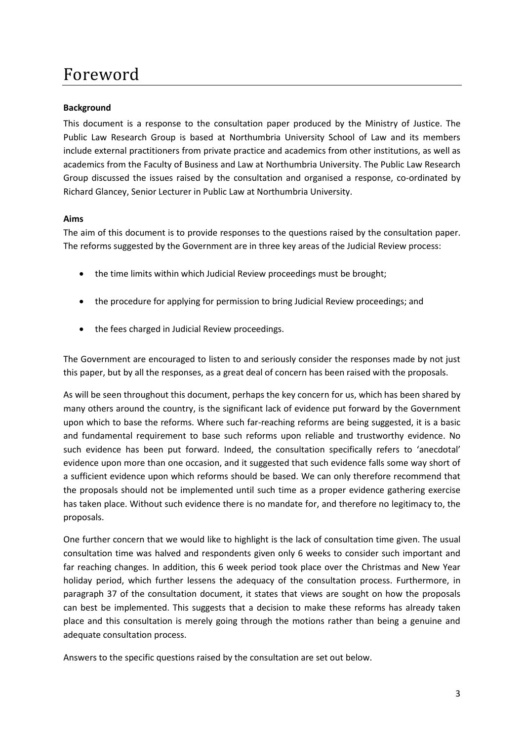# Foreword

**Background**

This document is a response to the consultation paper produced by the Ministry of Justice. The Public Law Research Group is based at Northumbria University School of Law and its members include external practitioners from private practice and academics from other institutions, as well as academics from the Faculty of Business and Law at Northumbria University. The Public Law Research Group discussed the issues raised by the consultation and organised a response, co-ordinated by Richard Glancey, Senior Lecturer in Public Law at Northumbria University.

**Aims**

The aim of this document is to provide responses to the questions raised by the consultation paper. The reforms suggested by the Government are in three key areas of the Judicial Review process:

- the time limits within which Judicial Review proceedings must be brought;
- the procedure for applying for permission to bring Judicial Review proceedings; and
- the fees charged in Judicial Review proceedings.

The Government are encouraged to listen to and seriously consider the responses made by not just this paper, but by all the responses, as a great deal of concern has been raised with the proposals.

As will be seen throughout this document, perhaps the key concern for us, which has been shared by many others around the country, is the significant lack of evidence put forward by the Government upon which to base the reforms. Where such far-reaching reforms are being suggested, it is a basic and fundamental requirement to base such reforms upon reliable and trustworthy evidence. No such evidence has been put forward. Indeed, the consultation specifically refers to 'anecdotal' evidence upon more than one occasion, and it suggested that such evidence falls some way short of a sufficient evidence upon which reforms should be based. We can only therefore recommend that the proposals should not be implemented until such time as a proper evidence gathering exercise has taken place. Without such evidence there is no mandate for, and therefore no legitimacy to, the proposals.

One further concern that we would like to highlight is the lack of consultation time given. The usual consultation time was halved and respondents given only 6 weeks to consider such important and far reaching changes. In addition, this 6 week period took place over the Christmas and New Year holiday period, which further lessens the adequacy of the consultation process. Furthermore, in paragraph 37 of the consultation document, it states that views are sought on how the proposals can best be implemented. This suggests that a decision to make these reforms has already taken place and this consultation is merely going through the motions rather than being a genuine and adequate consultation process.

Answers to the specific questions raised by the consultation are set out below.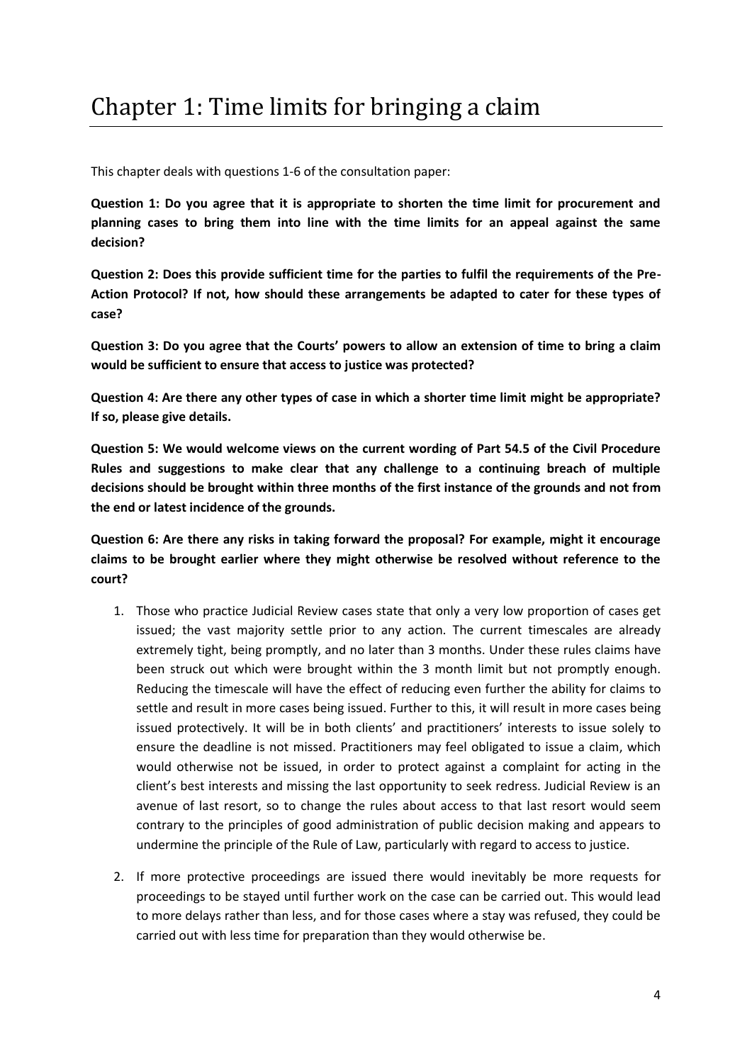# Chapter 1: Time limits for bringing a claim

This chapter deals with questions 1-6 of the consultation paper:

**Question 1: Do you agree that it is appropriate to shorten the time limit for procurement and planning cases to bring them into line with the time limits for an appeal against the same decision?**

**Question 2: Does this provide sufficient time for the parties to fulfil the requirements of the Pre-Action Protocol? If not, how should these arrangements be adapted to cater for these types of case?**

**Question 3: Do you agree that the Courts' powers to allow an extension of time to bring a claim would be sufficient to ensure that access to justice was protected?**

**Question 4: Are there any other types of case in which a shorter time limit might be appropriate? If so, please give details.**

**Question 5: We would welcome views on the current wording of Part 54.5 of the Civil Procedure Rules and suggestions to make clear that any challenge to a continuing breach of multiple decisions should be brought within three months of the first instance of the grounds and not from the end or latest incidence of the grounds.**

**Question 6: Are there any risks in taking forward the proposal? For example, might it encourage claims to be brought earlier where they might otherwise be resolved without reference to the court?**

1. Those who practice Judicial Review cases state that only a very low proportion of cases get issued; the vast majority settle prior to any action. The current timescales are already extremely tight, being promptly, and no later than 3 months. Under these rules claims have been struck out which were brought within the 3 month limit but not promptly enough. Reducing the timescale will have the effect of reducing even further the ability for claims to settle and result in more cases being issued. Further to this, it will result in more cases being issued protectively. It will be in both clients' and practitioners' interests to issue solely to ensure the deadline is not missed. Practitioners may feel obligated to issue a claim, which would otherwise not be issued, in order to protect against a complaint for acting in the client's best interests and missing the last opportunity to seek redress. Judicial Review is an avenue of last resort, so to change the rules about access to that last resort would seem contrary to the principles of good administration of public decision making and appears to undermine the principle of the Rule of Law, particularly with regard to access to justice.

2. If more protective proceedings are issued there would inevitably be more requests for proceedings to be stayed until further work on the case can be carried out. This would lead to more delays rather than less, and for those cases where a stay was refused, they could be carried out with less time for preparation than they would otherwise be.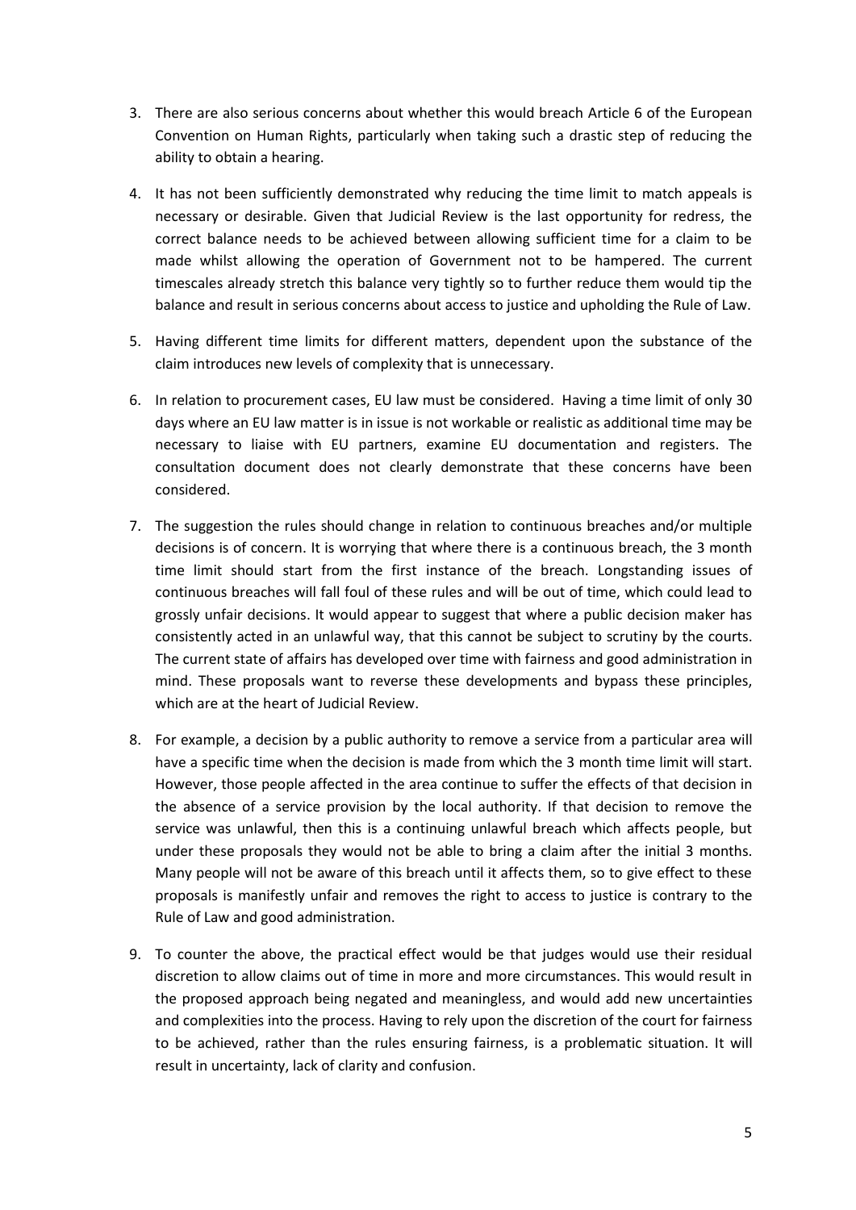3. There are also serious concerns about whether this would breach Article 6 of the European Convention on Human Rights, particularly when taking such a drastic step of reducing the ability to obtain a hearing.

4. It has not been sufficiently demonstrated why reducing the time limit to match appeals is necessary or desirable. Given that Judicial Review is the last opportunity for redress, the correct balance needs to be achieved between allowing sufficient time for a claim to be made whilst allowing the operation of Government not to be hampered. The current timescales already stretch this balance very tightly so to further reduce them would tip the balance and result in serious concerns about access to justice and upholding the Rule of Law.

5. Having different time limits for different matters, dependent upon the substance of the claim introduces new levels of complexity that is unnecessary.

6. In relation to procurement cases, EU law must be considered. Having a time limit of only 30 days where an EU law matter is in issue is not workable or realistic as additional time may be necessary to liaise with EU partners, examine EU documentation and registers. The consultation document does not clearly demonstrate that these concerns have been considered.

7. The suggestion the rules should change in relation to continuous breaches and/or multiple decisions is of concern. It is worrying that where there is a continuous breach, the 3 month time limit should start from the first instance of the breach. Longstanding issues of continuous breaches will fall foul of these rules and will be out of time, which could lead to grossly unfair decisions. It would appear to suggest that where a public decision maker has consistently acted in an unlawful way, that this cannot be subject to scrutiny by the courts. The current state of affairs has developed over time with fairness and good administration in mind. These proposals want to reverse these developments and bypass these principles, which are at the heart of Judicial Review.

8. For example, a decision by a public authority to remove a service from a particular area will have a specific time when the decision is made from which the 3 month time limit will start. However, those people affected in the area continue to suffer the effects of that decision in the absence of a service provision by the local authority. If that decision to remove the service was unlawful, then this is a continuing unlawful breach which affects people, but under these proposals they would not be able to bring a claim after the initial 3 months. Many people will not be aware of this breach until it affects them, so to give effect to these proposals is manifestly unfair and removes the right to access to justice is contrary to the Rule of Law and good administration.

9. To counter the above, the practical effect would be that judges would use their residual discretion to allow claims out of time in more and more circumstances. This would result in the proposed approach being negated and meaningless, and would add new uncertainties and complexities into the process. Having to rely upon the discretion of the court for fairness to be achieved, rather than the rules ensuring fairness, is a problematic situation. It will result in uncertainty, lack of clarity and confusion.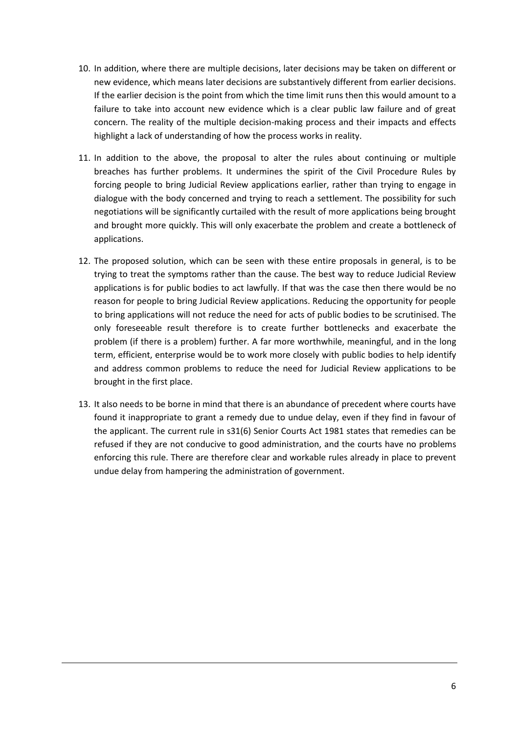10. In addition, where there are multiple decisions, later decisions may be taken on different or new evidence, which means later decisions are substantively different from earlier decisions. If the earlier decision is the point from which the time limit runs then this would amount to a failure to take into account new evidence which is a clear public law failure and of great concern. The reality of the multiple decision-making process and their impacts and effects highlight a lack of understanding of how the process works in reality.

11. In addition to the above, the proposal to alter the rules about continuing or multiple breaches has further problems. It undermines the spirit of the Civil Procedure Rules by forcing people to bring Judicial Review applications earlier, rather than trying to engage in dialogue with the body concerned and trying to reach a settlement. The possibility for such negotiations will be significantly curtailed with the result of more applications being brought and brought more quickly. This will only exacerbate the problem and create a bottleneck of applications.

12. The proposed solution, which can be seen with these entire proposals in general, is to be trying to treat the symptoms rather than the cause. The best way to reduce Judicial Review applications is for public bodies to act lawfully. If that was the case then there would be no reason for people to bring Judicial Review applications. Reducing the opportunity for people to bring applications will not reduce the need for acts of public bodies to be scrutinised. The only foreseeable result therefore is to create further bottlenecks and exacerbate the problem (if there is a problem) further. A far more worthwhile, meaningful, and in the long term, efficient, enterprise would be to work more closely with public bodies to help identify and address common problems to reduce the need for Judicial Review applications to be brought in the first place.

13. It also needs to be borne in mind that there is an abundance of precedent where courts have found it inappropriate to grant a remedy due to undue delay, even if they find in favour of the applicant. The current rule in s31(6) Senior Courts Act 1981 states that remedies can be refused if they are not conducive to good administration, and the courts have no problems enforcing this rule. There are therefore clear and workable rules already in place to prevent undue delay from hampering the administration of government.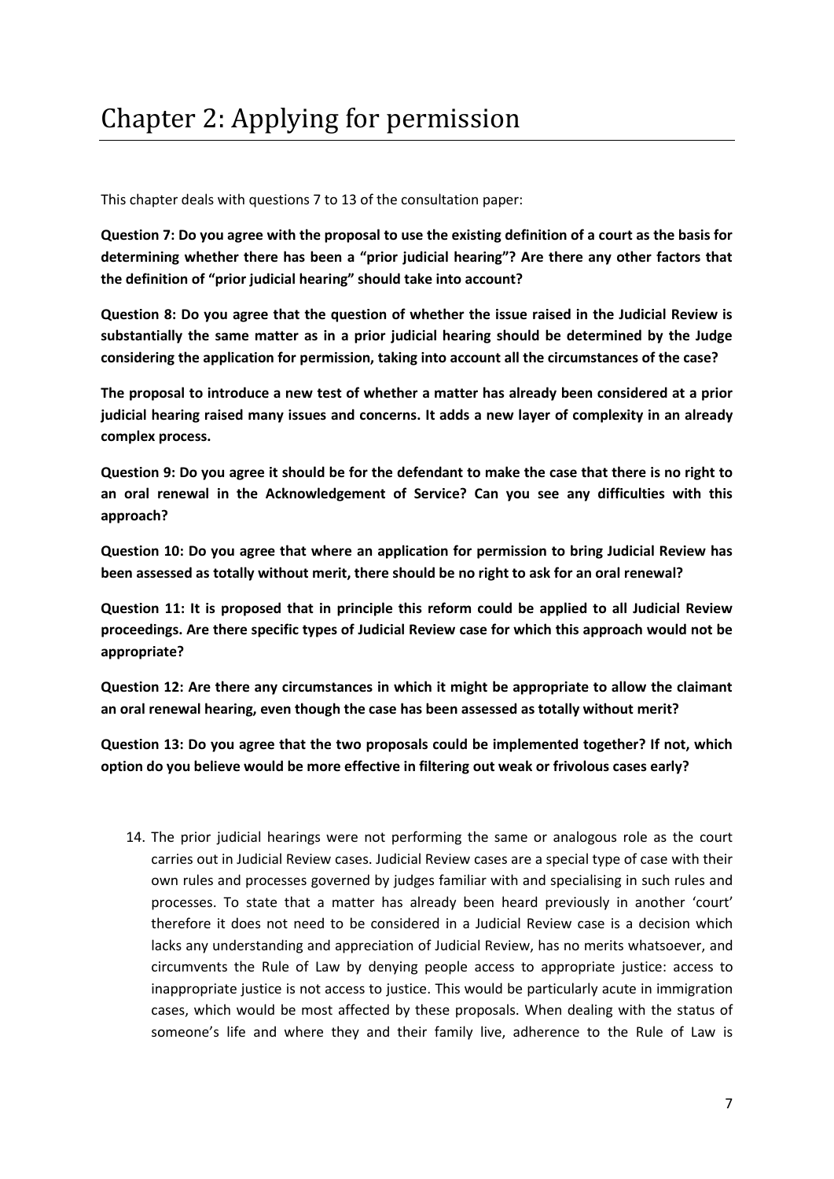# Chapter 2: Applying for permission

This chapter deals with questions 7 to 13 of the consultation paper:

**Question 7: Do you agree with the proposal to use the existing definition of a court as the basis for determining whether there has been a "prior judicial hearing"? Are there any other factors that the definition of "prior judicial hearing" should take into account?**

**Question 8: Do you agree that the question of whether the issue raised in the Judicial Review is substantially the same matter as in a prior judicial hearing should be determined by the Judge considering the application for permission, taking into account all the circumstances of the case?**

**The proposal to introduce a new test of whether a matter has already been considered at a prior judicial hearing raised many issues and concerns. It adds a new layer of complexity in an already complex process.**

**Question 9: Do you agree it should be for the defendant to make the case that there is no right to an oral renewal in the Acknowledgement of Service? Can you see any difficulties with this approach?**

**Question 10: Do you agree that where an application for permission to bring Judicial Review has been assessed as totally without merit, there should be no right to ask for an oral renewal?**

**Question 11: It is proposed that in principle this reform could be applied to all Judicial Review proceedings. Are there specific types of Judicial Review case for which this approach would not be appropriate?**

**Question 12: Are there any circumstances in which it might be appropriate to allow the claimant an oral renewal hearing, even though the case has been assessed as totally without merit?**

**Question 13: Do you agree that the two proposals could be implemented together? If not, which option do you believe would be more effective in filtering out weak or frivolous cases early?**

14. The prior judicial hearings were not performing the same or analogous role as the court carries out in Judicial Review cases. Judicial Review cases are a special type of case with their own rules and processes governed by judges familiar with and specialising in such rules and processes. To state that a matter has already been heard previously in another 'court' therefore it does not need to be considered in a Judicial Review case is a decision which lacks any understanding and appreciation of Judicial Review, has no merits whatsoever, and circumvents the Rule of Law by denying people access to appropriate justice: access to inappropriate justice is not access to justice. This would be particularly acute in immigration cases, which would be most affected by these proposals. When dealing with the status of someone's life and where they and their family live, adherence to the Rule of Law is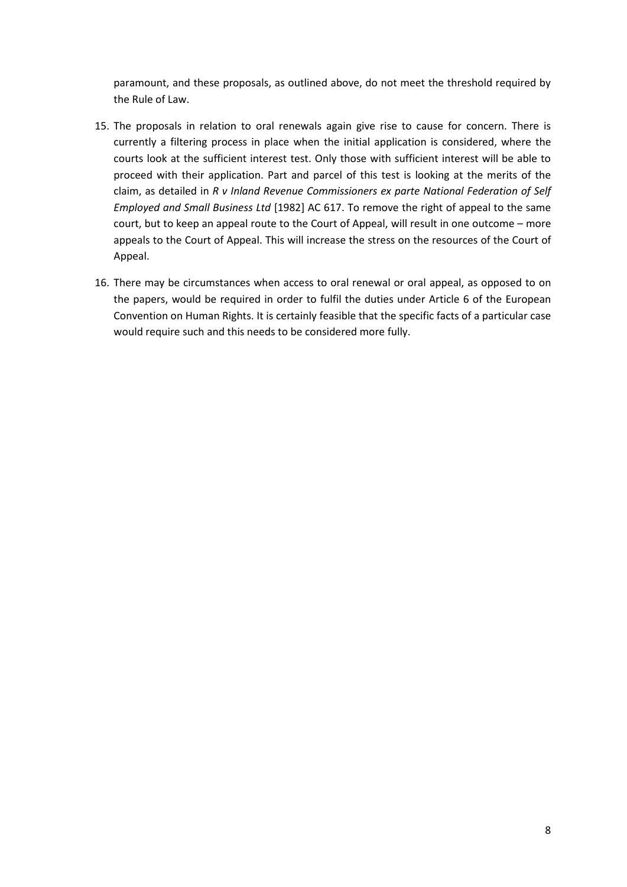paramount, and these proposals, as outlined above, do not meet the threshold required by the Rule of Law.

15. The proposals in relation to oral renewals again give rise to cause for concern. There is currently a filtering process in place when the initial application is considered, where the courts look at the sufficient interest test. Only those with sufficient interest will be able to proceed with their application. Part and parcel of this test is looking at the merits of the claim, as detailed in *R v Inland Revenue Commissioners ex parte National Federation of Self Employed and Small Business Ltd* [1982] AC 617. To remove the right of appeal to the same court, but to keep an appeal route to the Court of Appeal, will result in one outcome – more appeals to the Court of Appeal. This will increase the stress on the resources of the Court of Appeal.

16. There may be circumstances when access to oral renewal or oral appeal, as opposed to on the papers, would be required in order to fulfil the duties under Article 6 of the European Convention on Human Rights. It is certainly feasible that the specific facts of a particular case would require such and this needs to be considered more fully.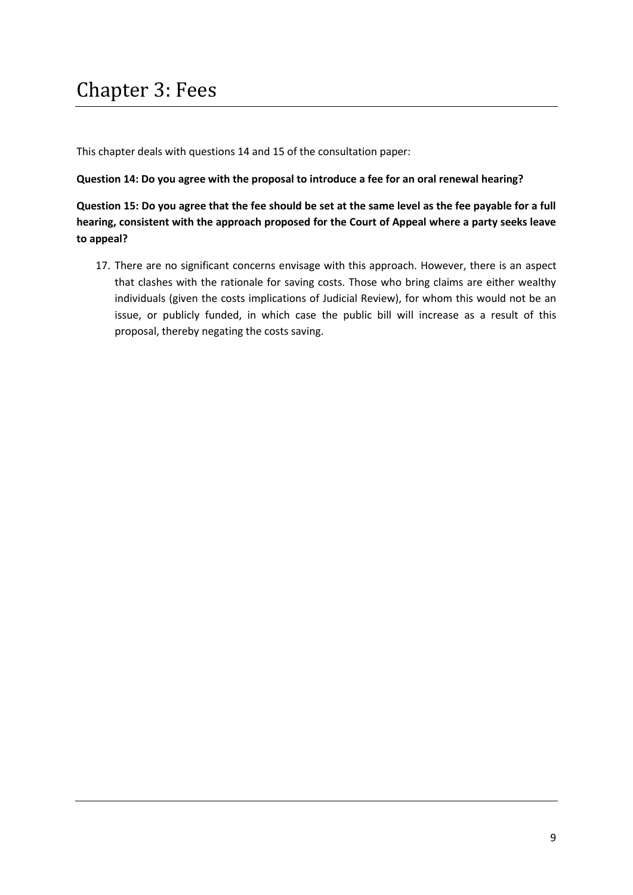# Chapter 3: Fees

This chapter deals with questions 14 and 15 of the consultation paper:

**Question 14: Do you agree with the proposal to introduce a fee for an oral renewal hearing?**

**Question 15: Do you agree that the fee should be set at the same level as the fee payable for a full hearing, consistent with the approach proposed for the Court of Appeal where a party seeks leave to appeal?**

17. There are no significant concerns envisage with this approach. However, there is an aspect that clashes with the rationale for saving costs. Those who bring claims are either wealthy individuals (given the costs implications of Judicial Review), for whom this would not be an issue, or publicly funded, in which case the public bill will increase as a result of this proposal, thereby negating the costs saving.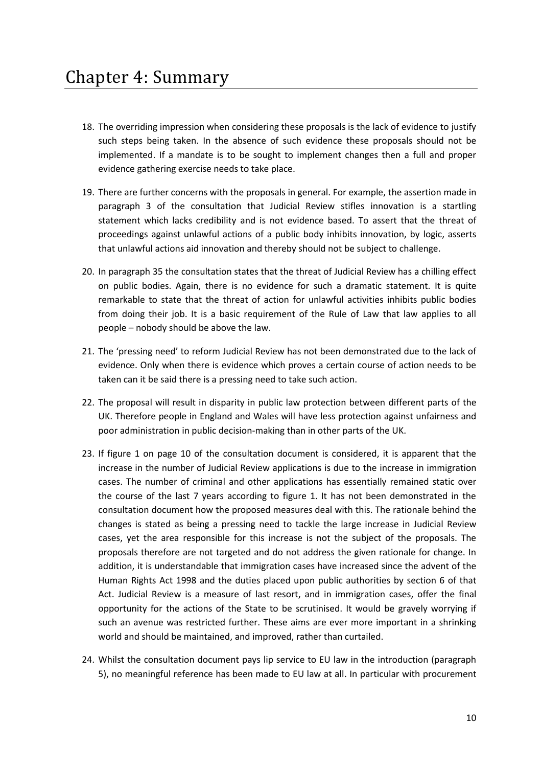# Chapter 4: Summary

18. The overriding impression when considering these proposals is the lack of evidence to justify such steps being taken. In the absence of such evidence these proposals should not be implemented. If a mandate is to be sought to implement changes then a full and proper evidence gathering exercise needs to take place.

19. There are further concerns with the proposals in general. For example, the assertion made in paragraph 3 of the consultation that Judicial Review stifles innovation is a startling statement which lacks credibility and is not evidence based. To assert that the threat of proceedings against unlawful actions of a public body inhibits innovation, by logic, asserts that unlawful actions aid innovation and thereby should not be subject to challenge.

20. In paragraph 35 the consultation states that the threat of Judicial Review has a chilling effect on public bodies. Again, there is no evidence for such a dramatic statement. It is quite remarkable to state that the threat of action for unlawful activities inhibits public bodies from doing their job. It is a basic requirement of the Rule of Law that law applies to all people – nobody should be above the law.

21. The 'pressing need' to reform Judicial Review has not been demonstrated due to the lack of evidence. Only when there is evidence which proves a certain course of action needs to be taken can it be said there is a pressing need to take such action.

22. The proposal will result in disparity in public law protection between different parts of the UK. Therefore people in England and Wales will have less protection against unfairness and poor administration in public decision-making than in other parts of the UK.

23. If figure 1 on page 10 of the consultation document is considered, it is apparent that the increase in the number of Judicial Review applications is due to the increase in immigration cases. The number of criminal and other applications has essentially remained static over the course of the last 7 years according to figure 1. It has not been demonstrated in the consultation document how the proposed measures deal with this. The rationale behind the changes is stated as being a pressing need to tackle the large increase in Judicial Review cases, yet the area responsible for this increase is not the subject of the proposals. The proposals therefore are not targeted and do not address the given rationale for change. In addition, it is understandable that immigration cases have increased since the advent of the Human Rights Act 1998 and the duties placed upon public authorities by section 6 of that Act. Judicial Review is a measure of last resort, and in immigration cases, offer the final opportunity for the actions of the State to be scrutinised. It would be gravely worrying if such an avenue was restricted further. These aims are ever more important in a shrinking world and should be maintained, and improved, rather than curtailed.

24. Whilst the consultation document pays lip service to EU law in the introduction (paragraph 5), no meaningful reference has been made to EU law at all. In particular with procurement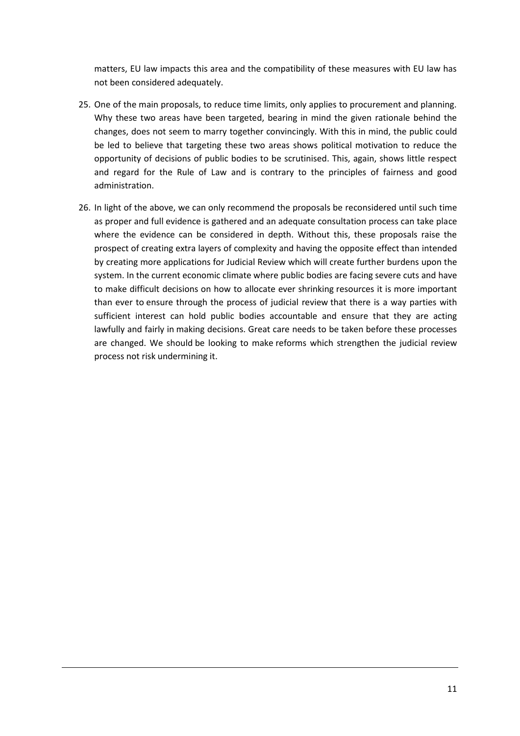matters, EU law impacts this area and the compatibility of these measures with EU law has not been considered adequately.

25. One of the main proposals, to reduce time limits, only applies to procurement and planning. Why these two areas have been targeted, bearing in mind the given rationale behind the changes, does not seem to marry together convincingly. With this in mind, the public could be led to believe that targeting these two areas shows political motivation to reduce the opportunity of decisions of public bodies to be scrutinised. This, again, shows little respect and regard for the Rule of Law and is contrary to the principles of fairness and good administration.

26. In light of the above, we can only recommend the proposals be reconsidered until such time as proper and full evidence is gathered and an adequate consultation process can take place where the evidence can be considered in depth. Without this, these proposals raise the prospect of creating extra layers of complexity and having the opposite effect than intended by creating more applications for Judicial Review which will create further burdens upon the system. In the current economic climate where public bodies are facing severe cuts and have to make difficult decisions on how to allocate ever shrinking resources it is more important than ever to ensure through the process of judicial review that there is a way parties with sufficient interest can hold public bodies accountable and ensure that they are acting lawfully and fairly in making decisions. Great care needs to be taken before these processes are changed. We should be looking to make reforms which strengthen the judicial review process not risk undermining it.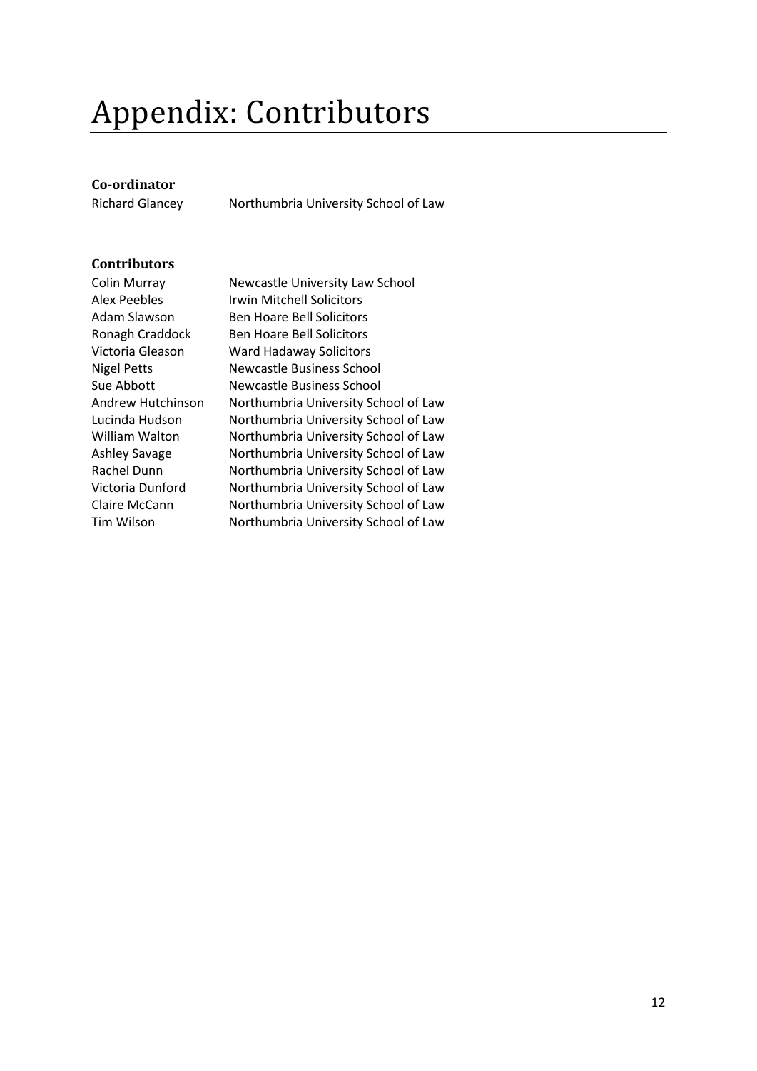# Appendix: Contributors

**Co-ordinator**

| | |
|---|---|
| Richard Glancey | Northumbria University School of Law |

**Contributors**

| | |
|---|---|
| Colin Murray | Newcastle University Law School |
| Alex Peebles | Irwin Mitchell Solicitors |
| Adam Slawson | Ben Hoare Bell Solicitors |
| Ronagh Craddock | Ben Hoare Bell Solicitors |
| Victoria Gleason | Ward Hadaway Solicitors |
| Nigel Petts | Newcastle Business School |
| Sue Abbott | Newcastle Business School |
| Andrew Hutchinson | Northumbria University School of Law |
| Lucinda Hudson | Northumbria University School of Law |
| William Walton | Northumbria University School of Law |
| Ashley Savage | Northumbria University School of Law |
| Rachel Dunn | Northumbria University School of Law |
| Victoria Dunford | Northumbria University School of Law |
| Claire McCann | Northumbria University School of Law |
| Tim Wilson | Northumbria University School of Law |